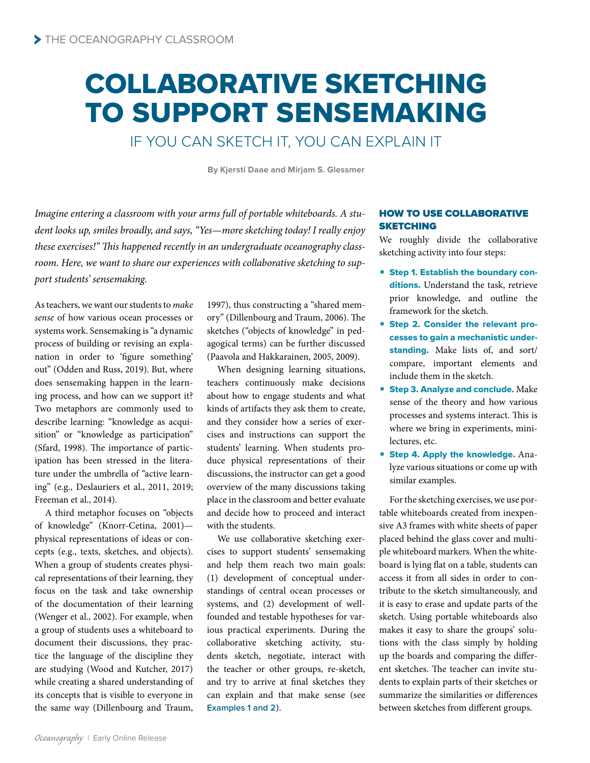# COLLABORATIVE SKETCHING TO SUPPORT SENSEMAKING

## IF YOU CAN SKETCH IT, YOU CAN EXPLAIN IT

**By Kjersti Daae and Mirjam S. Glessmer**

*Imagine entering a classroom with your arms full of portable whiteboards. A student looks up, smiles broadly, and says, "Yes—more sketching today! I really enjoy these exercises!" This happened recently in an undergraduate oceanography classroom. Here, we want to share our experiences with collaborative sketching to support students' sensemaking.*

As teachers, we want our students to *make sense* of how various ocean processes or systems work. Sensemaking is "a dynamic process of building or revising an explanation in order to 'figure something' out" (Odden and Russ, 2019). But, where does sensemaking happen in the learning process, and how can we support it? Two metaphors are commonly used to describe learning: "knowledge as acquisition" or "knowledge as participation" (Sfard, 1998). The importance of participation has been stressed in the literature under the umbrella of "active learning" (e.g., Deslauriers et al., 2011, 2019; Freeman et al., 2014).

A third metaphor focuses on "objects of knowledge" (Knorr-Cetina, 2001)—physical representations of ideas or concepts (e.g., texts, sketches, and objects). When a group of students creates physical representations of their learning, they focus on the task and take ownership of the documentation of their learning (Wenger et al., 2002). For example, when a group of students uses a whiteboard to document their discussions, they practice the language of the discipline they are studying (Wood and Kutcher, 2017) while creating a shared understanding of its concepts that is visible to everyone in the same way (Dillenbourg and Traum, 1997), thus constructing a "shared memory" (Dillenbourg and Traum, 2006). The sketches ("objects of knowledge" in pedagogical terms) can be further discussed (Paavola and Hakkarainen, 2005, 2009).

When designing learning situations, teachers continuously make decisions about how to engage students and what kinds of artifacts they ask them to create, and they consider how a series of exercises and instructions can support the students' learning. When students produce physical representations of their discussions, the instructor can get a good overview of the many discussions taking place in the classroom and better evaluate and decide how to proceed and interact with the students.

We use collaborative sketching exercises to support students' sensemaking and help them reach two main goals: (1) development of conceptual understandings of central ocean processes or systems, and (2) development of well-founded and testable hypotheses for various practical experiments. During the collaborative sketching activity, students sketch, negotiate, interact with the teacher or other groups, re-sketch, and try to arrive at final sketches they can explain and that make sense (see Examples 1 and 2).

### HOW TO USE COLLABORATIVE SKETCHING

We roughly divide the collaborative sketching activity into four steps:

- **Step 1. Establish the boundary conditions.** Understand the task, retrieve prior knowledge, and outline the framework for the sketch.
- **Step 2. Consider the relevant processes to gain a mechanistic understanding.** Make lists of, and sort/compare, important elements and include them in the sketch.
- **Step 3. Analyze and conclude.** Make sense of the theory and how various processes and systems interact. This is where we bring in experiments, mini-lectures, etc.
- **Step 4. Apply the knowledge.** Analyze various situations or come up with similar examples.

For the sketching exercises, we use portable whiteboards created from inexpensive A3 frames with white sheets of paper placed behind the glass cover and multiple whiteboard markers. When the whiteboard is lying flat on a table, students can access it from all sides in order to contribute to the sketch simultaneously, and it is easy to erase and update parts of the sketch. Using portable whiteboards also makes it easy to share the groups' solutions with the class simply by holding up the boards and comparing the different sketches. The teacher can invite students to explain parts of their sketches or summarize the similarities or differences between sketches from different groups.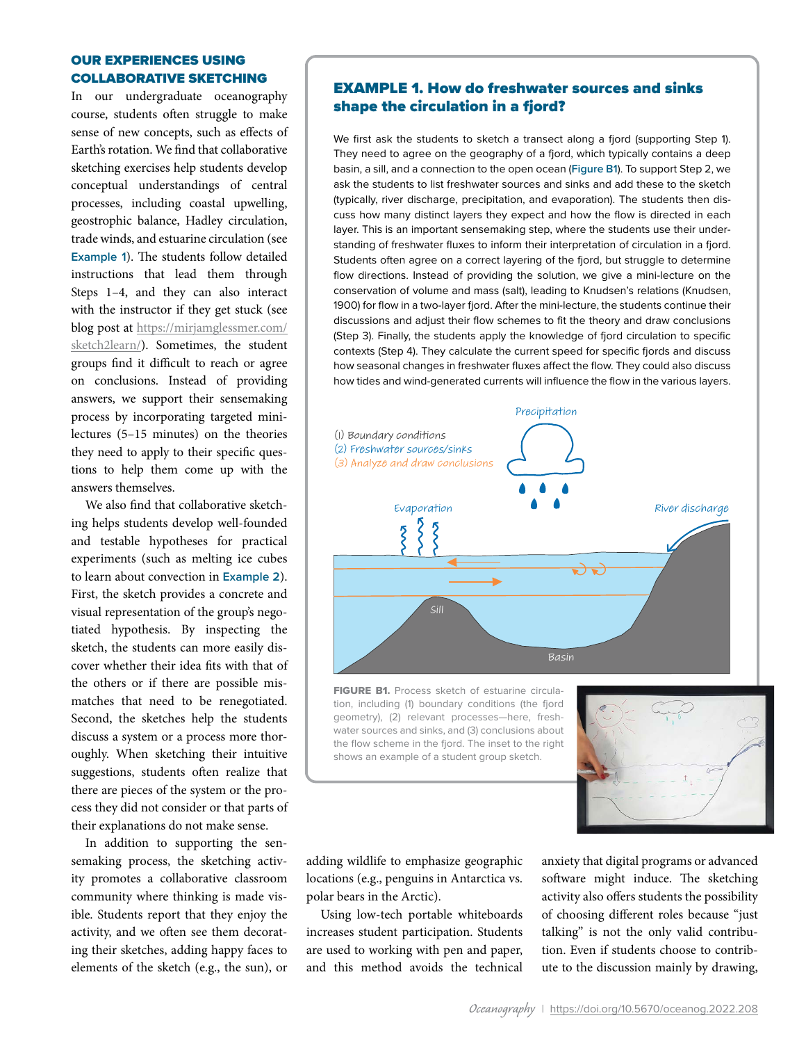## OUR EXPERIENCES USING COLLABORATIVE SKETCHING

In our undergraduate oceanography course, students often struggle to make sense of new concepts, such as effects of Earth's rotation. We find that collaborative sketching exercises help students develop conceptual understandings of central processes, including coastal upwelling, geostrophic balance, Hadley circulation, trade winds, and estuarine circulation (see Example 1). The students follow detailed instructions that lead them through Steps 1–4, and they can also interact with the instructor if they get stuck (see blog post at https://mirjamglessmer.com/sketch2learn/). Sometimes, the student groups find it difficult to reach or agree on conclusions. Instead of providing answers, we support their sensemaking process by incorporating targeted mini-lectures (5–15 minutes) on the theories they need to apply to their specific questions to help them come up with the answers themselves.

We also find that collaborative sketching helps students develop well-founded and testable hypotheses for practical experiments (such as melting ice cubes to learn about convection in Example 2). First, the sketch provides a concrete and visual representation of the group's negotiated hypothesis. By inspecting the sketch, the students can more easily discover whether their idea fits with that of the others or if there are possible mismatches that need to be renegotiated. Second, the sketches help the students discuss a system or a process more thoroughly. When sketching their intuitive suggestions, students often realize that there are pieces of the system or the process they did not consider or that parts of their explanations do not make sense.

In addition to supporting the sensemaking process, the sketching activity promotes a collaborative classroom community where thinking is made visible. Students report that they enjoy the activity, and we often see them decorating their sketches, adding happy faces to elements of the sketch (e.g., the sun), or adding wildlife to emphasize geographic locations (e.g., penguins in Antarctica vs. polar bears in the Arctic).

Using low-tech portable whiteboards increases student participation. Students are used to working with pen and paper, and this method avoids the technical anxiety that digital programs or advanced software might induce. The sketching activity also offers students the possibility of choosing different roles because "just talking" is not the only valid contribution. Even if students choose to contribute to the discussion mainly by drawing,

### EXAMPLE 1. How do freshwater sources and sinks shape the circulation in a fjord?

We first ask the students to sketch a transect along a fjord (supporting Step 1). They need to agree on the geography of a fjord, which typically contains a deep basin, a sill, and a connection to the open ocean (Figure B1). To support Step 2, we ask the students to list freshwater sources and sinks and add these to the sketch (typically, river discharge, precipitation, and evaporation). The students then discuss how many distinct layers they expect and how the flow is directed in each layer. This is an important sensemaking step, where the students use their understanding of freshwater fluxes to inform their interpretation of circulation in a fjord. Students often agree on a correct layering of the fjord, but struggle to determine flow directions. Instead of providing the solution, we give a mini-lecture on the conservation of volume and mass (salt), leading to Knudsen's relations (Knudsen, 1900) for flow in a two-layer fjord. After the mini-lecture, the students continue their discussions and adjust their flow schemes to fit the theory and draw conclusions (Step 3). Finally, the students apply the knowledge of fjord circulation to specific contexts (Step 4). They calculate the current speed for specific fjords and discuss how seasonal changes in freshwater fluxes affect the flow. They could also discuss how tides and wind-generated currents will influence the flow in the various layers.

**FIGURE B1.** Process sketch of estuarine circulation, including (1) boundary conditions (the fjord geometry), (2) relevant processes—here, freshwater sources and sinks, and (3) conclusions about the flow scheme in the fjord. The inset to the right shows an example of a student group sketch.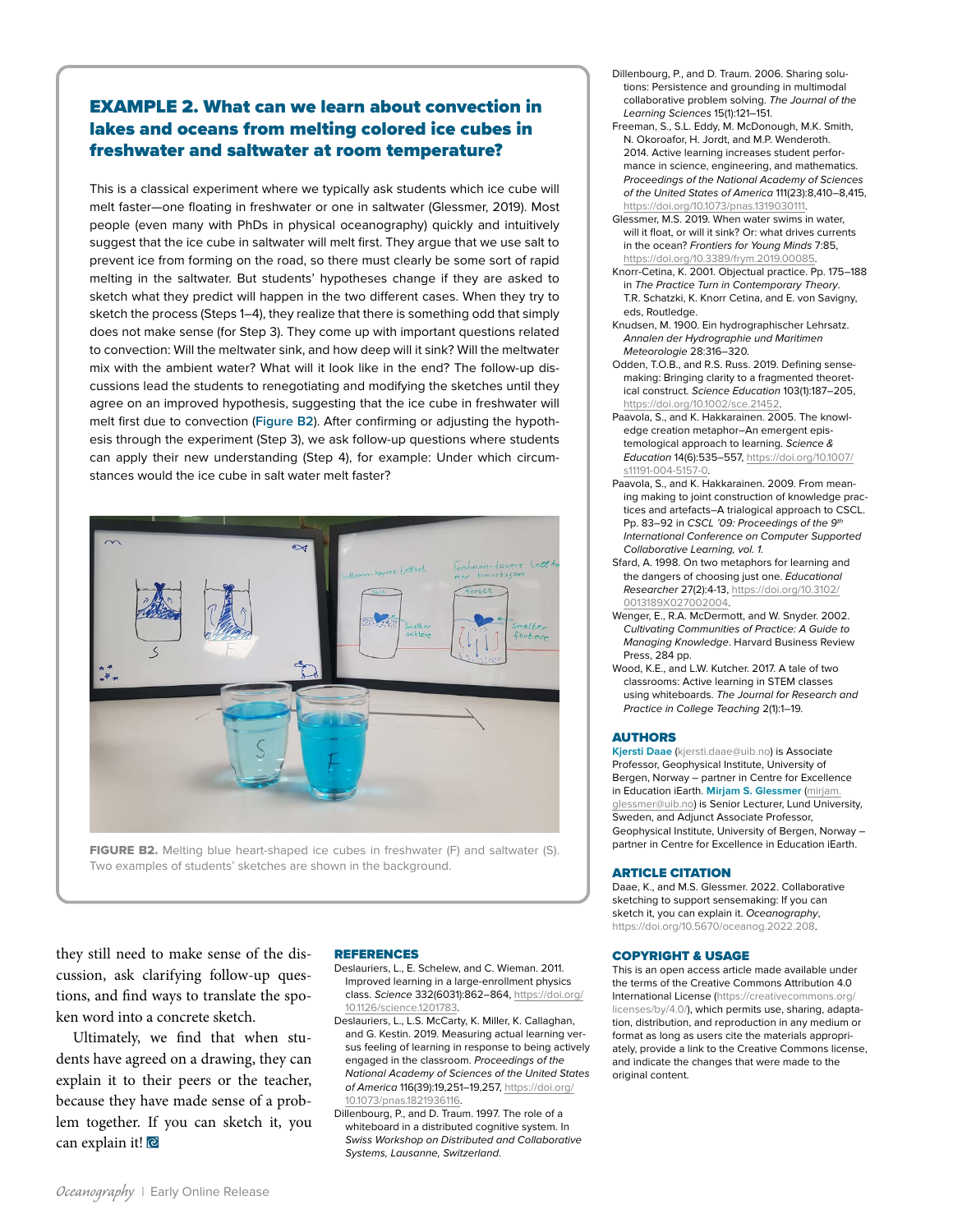## EXAMPLE 2. What can we learn about convection in lakes and oceans from melting colored ice cubes in freshwater and saltwater at room temperature?

This is a classical experiment where we typically ask students which ice cube will melt faster—one floating in freshwater or one in saltwater (Glessmer, 2019). Most people (even many with PhDs in physical oceanography) quickly and intuitively suggest that the ice cube in saltwater will melt first. They argue that we use salt to prevent ice from forming on the road, so there must clearly be some sort of rapid melting in the saltwater. But students' hypotheses change if they are asked to sketch what they predict will happen in the two different cases. When they try to sketch the process (Steps 1–4), they realize that there is something odd that simply does not make sense (for Step 3). They come up with important questions related to convection: Will the meltwater sink, and how deep will it sink? Will the meltwater mix with the ambient water? What will it look like in the end? The follow-up discussions lead the students to renegotiating and modifying the sketches until they agree on an improved hypothesis, suggesting that the ice cube in freshwater will melt first due to convection (**Figure B2**). After confirming or adjusting the hypothesis through the experiment (Step 3), we ask follow-up questions where students can apply their new understanding (Step 4), for example: Under which circumstances would the ice cube in salt water melt faster?

**FIGURE B2.** Melting blue heart-shaped ice cubes in freshwater (F) and saltwater (S). Two examples of students' sketches are shown in the background.

they still need to make sense of the discussion, ask clarifying follow-up questions, and find ways to translate the spoken word into a concrete sketch.

Ultimately, we find that when students have agreed on a drawing, they can explain it to their peers or the teacher, because they have made sense of a problem together. If you can sketch it, you can explain it!

### REFERENCES

Deslauriers, L., E. Schelew, and C. Wieman. 2011. Improved learning in a large-enrollment physics class. *Science* 332(6031):862–864, https://doi.org/10.1126/science.1201783.

Deslauriers, L., L.S. McCarty, K. Miller, K. Callaghan, and G. Kestin. 2019. Measuring actual learning versus feeling of learning in response to being actively engaged in the classroom. *Proceedings of the National Academy of Sciences of the United States of America* 116(39):19,251–19,257, https://doi.org/10.1073/pnas.1821936116.

Dillenbourg, P., and D. Traum. 1997. The role of a whiteboard in a distributed cognitive system. In *Swiss Workshop on Distributed and Collaborative Systems, Lausanne, Switzerland.*

Dillenbourg, P., and D. Traum. 2006. Sharing solutions: Persistence and grounding in multimodal collaborative problem solving. *The Journal of the Learning Sciences* 15(1):121–151.

Freeman, S., S.L. Eddy, M. McDonough, M.K. Smith, N. Okoroafor, H. Jordt, and M.P. Wenderoth. 2014. Active learning increases student performance in science, engineering, and mathematics. *Proceedings of the National Academy of Sciences of the United States of America* 111(23):8,410–8,415, https://doi.org/10.1073/pnas.1319030111.

Glessmer, M.S. 2019. When water swims in water, will it float, or will it sink? Or: what drives currents in the ocean? *Frontiers for Young Minds* 7:85, https://doi.org/10.3389/frym.2019.00085.

Knorr-Cetina, K. 2001. Objectual practice. Pp. 175–188 in *The Practice Turn in Contemporary Theory*. T.R. Schatzki, K. Knorr Cetina, and E. von Savigny, eds, Routledge.

Knudsen, M. 1900. Ein hydrographischer Lehrsatz. *Annalen der Hydrographie und Maritimen Meteorologie* 28:316–320.

Odden, T.O.B., and R.S. Russ. 2019. Defining sensemaking: Bringing clarity to a fragmented theoretical construct. *Science Education* 103(1):187–205, https://doi.org/10.1002/sce.21452.

Paavola, S., and K. Hakkarainen. 2005. The knowledge creation metaphor–An emergent epistemological approach to learning. *Science & Education* 14(6):535–557, https://doi.org/10.1007/s11191-004-5157-0.

Paavola, S., and K. Hakkarainen. 2009. From meaning making to joint construction of knowledge practices and artefacts–A trialogical approach to CSCL. Pp. 83–92 in *CSCL '09: Proceedings of the 9th International Conference on Computer Supported Collaborative Learning, vol. 1.*

Sfard, A. 1998. On two metaphors for learning and the dangers of choosing just one. *Educational Researcher* 27(2):4-13, https://doi.org/10.3102/0013189X027002004.

Wenger, E., R.A. McDermott, and W. Snyder. 2002. *Cultivating Communities of Practice: A Guide to Managing Knowledge*. Harvard Business Review Press, 284 pp.

Wood, K.E., and L.W. Kutcher. 2017. A tale of two classrooms: Active learning in STEM classes using whiteboards. *The Journal for Research and Practice in College Teaching* 2(1):1–19.

### AUTHORS

**Kjersti Daae** (kjersti.daae@uib.no) is Associate Professor, Geophysical Institute, University of Bergen, Norway – partner in Centre for Excellence in Education iEarth. **Mirjam S. Glessmer** (mirjam.glessmer@uib.no) is Senior Lecturer, Lund University, Sweden, and Adjunct Associate Professor, Geophysical Institute, University of Bergen, Norway – partner in Centre for Excellence in Education iEarth.

### ARTICLE CITATION

Daae, K., and M.S. Glessmer. 2022. Collaborative sketching to support sensemaking: If you can sketch it, you can explain it. *Oceanography*, https://doi.org/10.5670/oceanog.2022.208.

### COPYRIGHT & USAGE

This is an open access article made available under the terms of the Creative Commons Attribution 4.0 International License (https://creativecommons.org/licenses/by/4.0/), which permits use, sharing, adaptation, distribution, and reproduction in any medium or format as long as users cite the materials appropriately, provide a link to the Creative Commons license, and indicate the changes that were made to the original content.